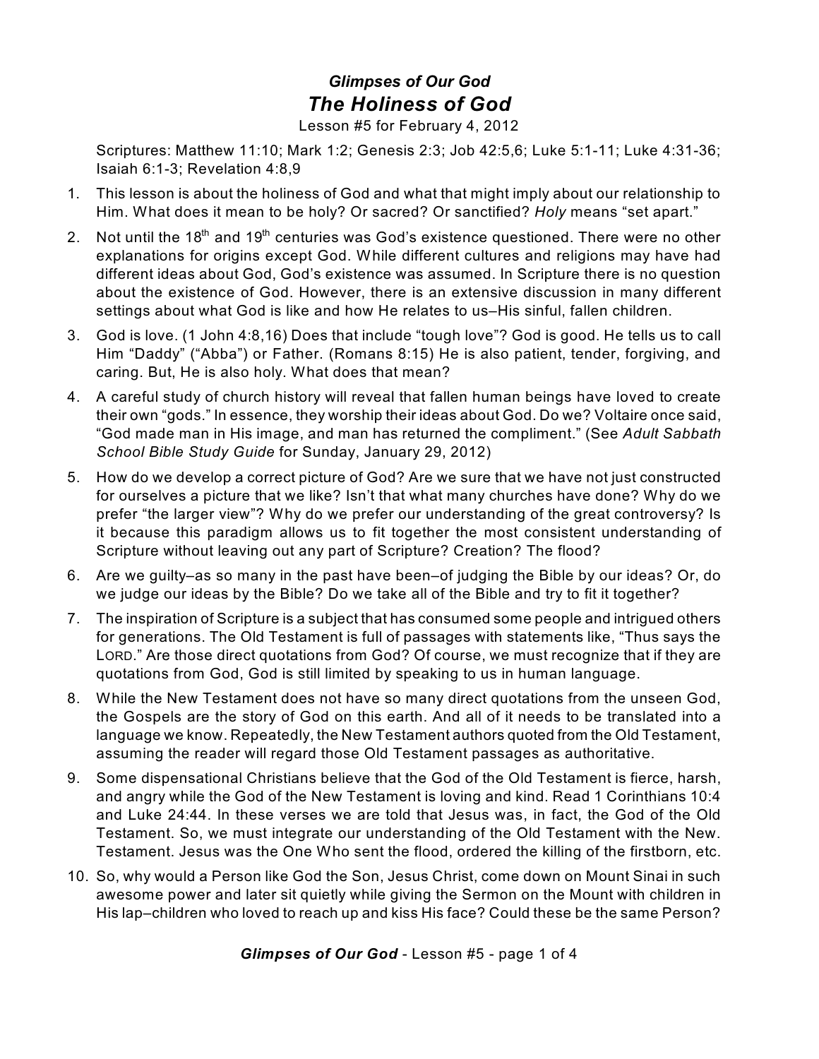## *Glimpses of Our God*

# *The Holiness of God*

Lesson #5 for February 4, 2012

Scriptures: Matthew 11:10; Mark 1:2; Genesis 2:3; Job 42:5,6; Luke 5:1-11; Luke 4:31-36; Isaiah 6:1-3; Revelation 4:8,9

1. This lesson is about the holiness of God and what that might imply about our relationship to Him. What does it mean to be holy? Or sacred? Or sanctified? *Holy* means "set apart."
2. Not until the 18th and 19th centuries was God's existence questioned. There were no other explanations for origins except God. While different cultures and religions may have had different ideas about God, God's existence was assumed. In Scripture there is no question about the existence of God. However, there is an extensive discussion in many different settings about what God is like and how He relates to us–His sinful, fallen children.
3. God is love. (1 John 4:8,16) Does that include "tough love"? God is good. He tells us to call Him "Daddy" ("Abba") or Father. (Romans 8:15) He is also patient, tender, forgiving, and caring. But, He is also holy. What does that mean?
4. A careful study of church history will reveal that fallen human beings have loved to create their own "gods." In essence, they worship their ideas about God. Do we? Voltaire once said, "God made man in His image, and man has returned the compliment." (See *Adult Sabbath School Bible Study Guide* for Sunday, January 29, 2012)
5. How do we develop a correct picture of God? Are we sure that we have not just constructed for ourselves a picture that we like? Isn't that what many churches have done? Why do we prefer "the larger view"? Why do we prefer our understanding of the great controversy? Is it because this paradigm allows us to fit together the most consistent understanding of Scripture without leaving out any part of Scripture? Creation? The flood?
6. Are we guilty–as so many in the past have been–of judging the Bible by our ideas? Or, do we judge our ideas by the Bible? Do we take all of the Bible and try to fit it together?
7. The inspiration of Scripture is a subject that has consumed some people and intrigued others for generations. The Old Testament is full of passages with statements like, "Thus says the LORD." Are those direct quotations from God? Of course, we must recognize that if they are quotations from God, God is still limited by speaking to us in human language.
8. While the New Testament does not have so many direct quotations from the unseen God, the Gospels are the story of God on this earth. And all of it needs to be translated into a language we know. Repeatedly, the New Testament authors quoted from the Old Testament, assuming the reader will regard those Old Testament passages as authoritative.
9. Some dispensational Christians believe that the God of the Old Testament is fierce, harsh, and angry while the God of the New Testament is loving and kind. Read 1 Corinthians 10:4 and Luke 24:44. In these verses we are told that Jesus was, in fact, the God of the Old Testament. So, we must integrate our understanding of the Old Testament with the New Testament. Jesus was the One Who sent the flood, ordered the killing of the firstborn, etc.
10. So, why would a Person like God the Son, Jesus Christ, come down on Mount Sinai in such awesome power and later sit quietly while giving the Sermon on the Mount with children in His lap–children who loved to reach up and kiss His face? Could these be the same Person?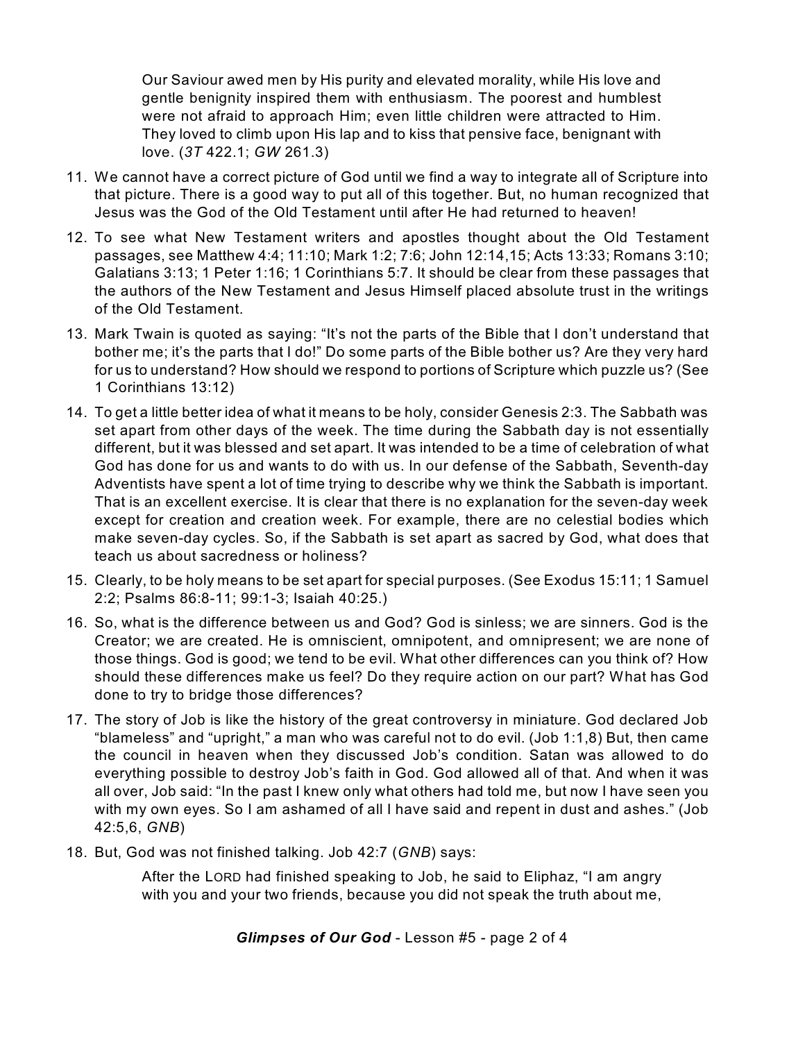> Our Saviour awed men by His purity and elevated morality, while His love and gentle benignity inspired them with enthusiasm. The poorest and humblest were not afraid to approach Him; even little children were attracted to Him. They loved to climb upon His lap and to kiss that pensive face, benignant with love. (*3T* 422.1; *GW* 261.3)

11. We cannot have a correct picture of God until we find a way to integrate all of Scripture into that picture. There is a good way to put all of this together. But, no human recognized that Jesus was the God of the Old Testament until after He had returned to heaven!

12. To see what New Testament writers and apostles thought about the Old Testament passages, see Matthew 4:4; 11:10; Mark 1:2; 7:6; John 12:14,15; Acts 13:33; Romans 3:10; Galatians 3:13; 1 Peter 1:16; 1 Corinthians 5:7. It should be clear from these passages that the authors of the New Testament and Jesus Himself placed absolute trust in the writings of the Old Testament.

13. Mark Twain is quoted as saying: "It's not the parts of the Bible that I don't understand that bother me; it's the parts that I do!" Do some parts of the Bible bother us? Are they very hard for us to understand? How should we respond to portions of Scripture which puzzle us? (See 1 Corinthians 13:12)

14. To get a little better idea of what it means to be holy, consider Genesis 2:3. The Sabbath was set apart from other days of the week. The time during the Sabbath day is not essentially different, but it was blessed and set apart. It was intended to be a time of celebration of what God has done for us and wants to do with us. In our defense of the Sabbath, Seventh-day Adventists have spent a lot of time trying to describe why we think the Sabbath is important. That is an excellent exercise. It is clear that there is no explanation for the seven-day week except for creation and creation week. For example, there are no celestial bodies which make seven-day cycles. So, if the Sabbath is set apart as sacred by God, what does that teach us about sacredness or holiness?

15. Clearly, to be holy means to be set apart for special purposes. (See Exodus 15:11; 1 Samuel 2:2; Psalms 86:8-11; 99:1-3; Isaiah 40:25.)

16. So, what is the difference between us and God? God is sinless; we are sinners. God is the Creator; we are created. He is omniscient, omnipotent, and omnipresent; we are none of those things. God is good; we tend to be evil. What other differences can you think of? How should these differences make us feel? Do they require action on our part? What has God done to try to bridge those differences?

17. The story of Job is like the history of the great controversy in miniature. God declared Job "blameless" and "upright," a man who was careful not to do evil. (Job 1:1,8) But, then came the council in heaven when they discussed Job's condition. Satan was allowed to do everything possible to destroy Job's faith in God. God allowed all of that. And when it was all over, Job said: "In the past I knew only what others had told me, but now I have seen you with my own eyes. So I am ashamed of all I have said and repent in dust and ashes." (Job 42:5,6, *GNB*)

18. But, God was not finished talking. Job 42:7 (*GNB*) says:

> After the LORD had finished speaking to Job, he said to Eliphaz, "I am angry with you and your two friends, because you did not speak the truth about me,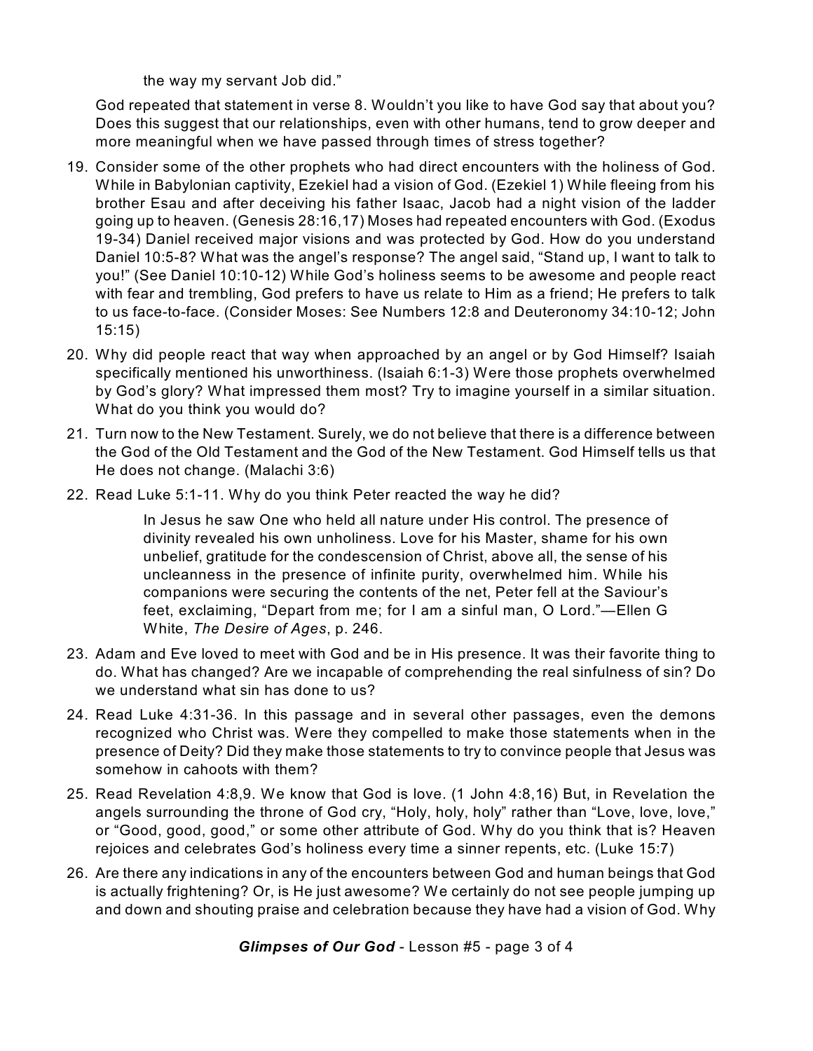the way my servant Job did."

God repeated that statement in verse 8. Wouldn't you like to have God say that about you? Does this suggest that our relationships, even with other humans, tend to grow deeper and more meaningful when we have passed through times of stress together?

19. Consider some of the other prophets who had direct encounters with the holiness of God. While in Babylonian captivity, Ezekiel had a vision of God. (Ezekiel 1) While fleeing from his brother Esau and after deceiving his father Isaac, Jacob had a night vision of the ladder going up to heaven. (Genesis 28:16,17) Moses had repeated encounters with God. (Exodus 19-34) Daniel received major visions and was protected by God. How do you understand Daniel 10:5-8? What was the angel's response? The angel said, "Stand up, I want to talk to you!" (See Daniel 10:10-12) While God's holiness seems to be awesome and people react with fear and trembling, God prefers to have us relate to Him as a friend; He prefers to talk to us face-to-face. (Consider Moses: See Numbers 12:8 and Deuteronomy 34:10-12; John 15:15)

20. Why did people react that way when approached by an angel or by God Himself? Isaiah specifically mentioned his unworthiness. (Isaiah 6:1-3) Were those prophets overwhelmed by God's glory? What impressed them most? Try to imagine yourself in a similar situation. What do you think you would do?

21. Turn now to the New Testament. Surely, we do not believe that there is a difference between the God of the Old Testament and the God of the New Testament. God Himself tells us that He does not change. (Malachi 3:6)

22. Read Luke 5:1-11. Why do you think Peter reacted the way he did?

    > In Jesus he saw One who held all nature under His control. The presence of divinity revealed his own unholiness. Love for his Master, shame for his own unbelief, gratitude for the condescension of Christ, above all, the sense of his uncleanness in the presence of infinite purity, overwhelmed him. While his companions were securing the contents of the net, Peter fell at the Saviour's feet, exclaiming, "Depart from me; for I am a sinful man, O Lord."—Ellen G White, *The Desire of Ages*, p. 246.

23. Adam and Eve loved to meet with God and be in His presence. It was their favorite thing to do. What has changed? Are we incapable of comprehending the real sinfulness of sin? Do we understand what sin has done to us?

24. Read Luke 4:31-36. In this passage and in several other passages, even the demons recognized who Christ was. Were they compelled to make those statements when in the presence of Deity? Did they make those statements to try to convince people that Jesus was somehow in cahoots with them?

25. Read Revelation 4:8,9. We know that God is love. (1 John 4:8,16) But, in Revelation the angels surrounding the throne of God cry, "Holy, holy, holy" rather than "Love, love, love," or "Good, good, good," or some other attribute of God. Why do you think that is? Heaven rejoices and celebrates God's holiness every time a sinner repents, etc. (Luke 15:7)

26. Are there any indications in any of the encounters between God and human beings that God is actually frightening? Or, is He just awesome? We certainly do not see people jumping up and down and shouting praise and celebration because they have had a vision of God. Why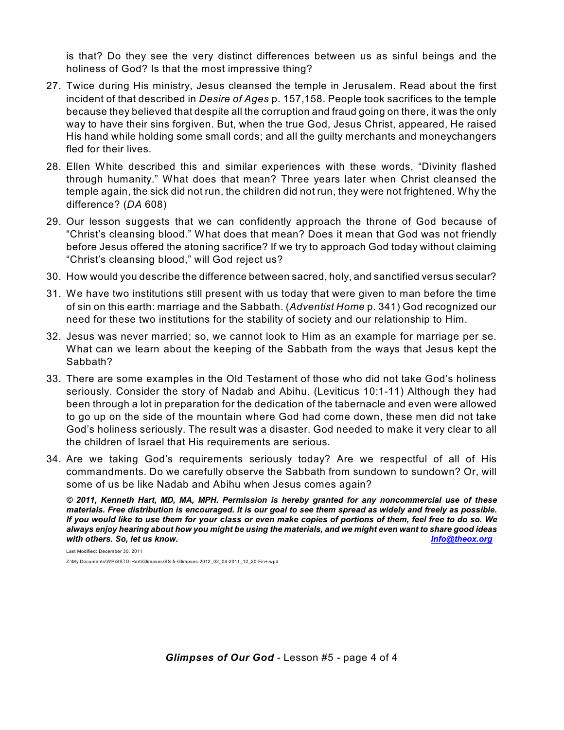is that? Do they see the very distinct differences between us as sinful beings and the holiness of God? Is that the most impressive thing?

27. Twice during His ministry, Jesus cleansed the temple in Jerusalem. Read about the first incident of that described in *Desire of Ages* p. 157,158. People took sacrifices to the temple because they believed that despite all the corruption and fraud going on there, it was the only way to have their sins forgiven. But, when the true God, Jesus Christ, appeared, He raised His hand while holding some small cords; and all the guilty merchants and moneychangers fled for their lives.

28. Ellen White described this and similar experiences with these words, "Divinity flashed through humanity." What does that mean? Three years later when Christ cleansed the temple again, the sick did not run, the children did not run, they were not frightened. Why the difference? (*DA* 608)

29. Our lesson suggests that we can confidently approach the throne of God because of "Christ's cleansing blood." What does that mean? Does it mean that God was not friendly before Jesus offered the atoning sacrifice? If we try to approach God today without claiming "Christ's cleansing blood," will God reject us?

30. How would you describe the difference between sacred, holy, and sanctified versus secular?

31. We have two institutions still present with us today that were given to man before the time of sin on this earth: marriage and the Sabbath. (*Adventist Home* p. 341) God recognized our need for these two institutions for the stability of society and our relationship to Him.

32. Jesus was never married; so, we cannot look to Him as an example for marriage per se. What can we learn about the keeping of the Sabbath from the ways that Jesus kept the Sabbath?

33. There are some examples in the Old Testament of those who did not take God's holiness seriously. Consider the story of Nadab and Abihu. (Leviticus 10:1-11) Although they had been through a lot in preparation for the dedication of the tabernacle and even were allowed to go up on the side of the mountain where God had come down, these men did not take God's holiness seriously. The result was a disaster. God needed to make it very clear to all the children of Israel that His requirements are serious.

34. Are we taking God's requirements seriously today? Are we respectful of all of His commandments. Do we carefully observe the Sabbath from sundown to sundown? Or, will some of us be like Nadab and Abihu when Jesus comes again?

***© 2011, Kenneth Hart, MD, MA, MPH. Permission is hereby granted for any noncommercial use of these materials. Free distribution is encouraged. It is our goal to see them spread as widely and freely as possible. If you would like to use them for your class or even make copies of portions of them, feel free to do so. We always enjoy hearing about how you might be using the materials, and we might even want to share good ideas with others. So, let us know.*** ***Info@theox.org***

Last Modified: December 30, 2011

Z:\My Documents\WP\SSTG-Hart\Glimpses\SS-5-Glimpses-2012_02_04-2011_12_20-Fin+.wpd